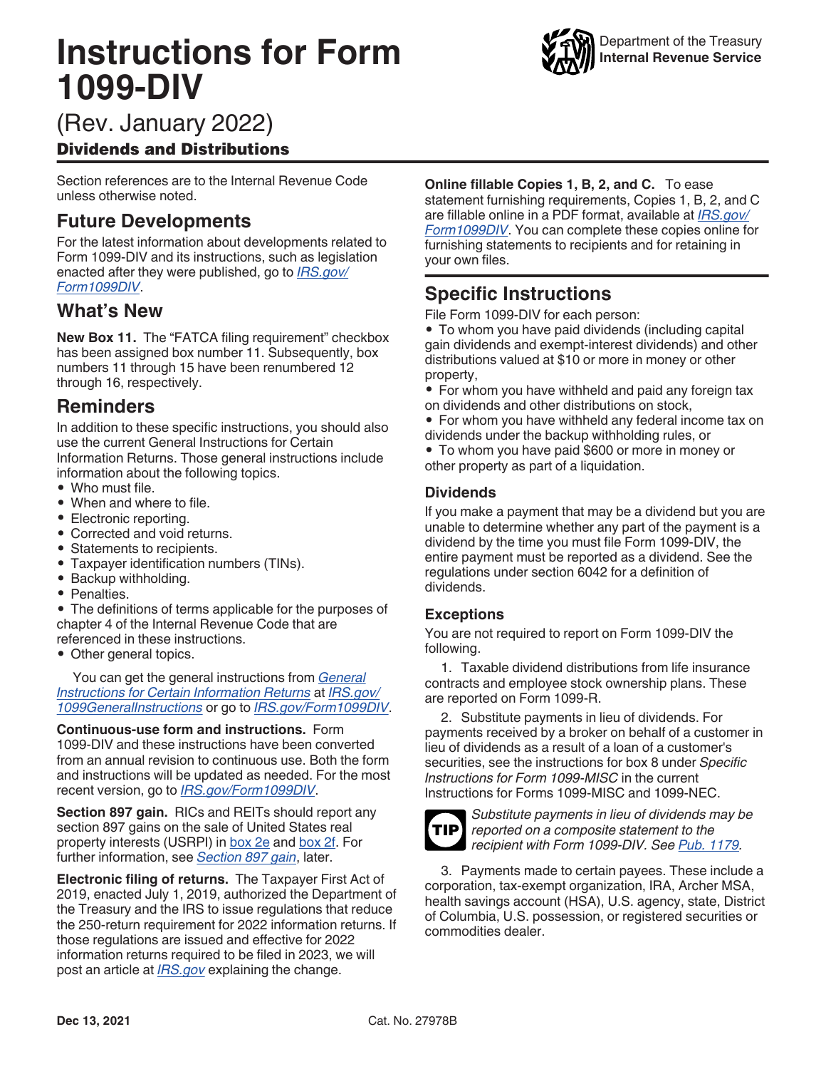# Instructions for Form 1099-DIV

Department of the Treasury
**Internal Revenue Service**

(Rev. January 2022)

**Dividends and Distributions**

Section references are to the Internal Revenue Code unless otherwise noted.

## Future Developments

For the latest information about developments related to Form 1099-DIV and its instructions, such as legislation enacted after they were published, go to *IRS.gov/Form1099DIV*.

## What's New

**New Box 11.** The "FATCA filing requirement" checkbox has been assigned box number 11. Subsequently, box numbers 11 through 15 have been renumbered 12 through 16, respectively.

## Reminders

In addition to these specific instructions, you should also use the current General Instructions for Certain Information Returns. Those general instructions include information about the following topics.

- Who must file.
- When and where to file.
- Electronic reporting.
- Corrected and void returns.
- Statements to recipients.
- Taxpayer identification numbers (TINs).
- Backup withholding.
- Penalties.
- The definitions of terms applicable for the purposes of chapter 4 of the Internal Revenue Code that are referenced in these instructions.
- Other general topics.

You can get the general instructions from *General Instructions for Certain Information Returns* at *IRS.gov/1099GeneralInstructions* or go to *IRS.gov/Form1099DIV*.

**Continuous-use form and instructions.** Form 1099-DIV and these instructions have been converted from an annual revision to continuous use. Both the form and instructions will be updated as needed. For the most recent version, go to *IRS.gov/Form1099DIV*.

**Section 897 gain.** RICs and REITs should report any section 897 gains on the sale of United States real property interests (USRPI) in box 2e and box 2f. For further information, see *Section 897 gain*, later.

**Electronic filing of returns.** The Taxpayer First Act of 2019, enacted July 1, 2019, authorized the Department of the Treasury and the IRS to issue regulations that reduce the 250-return requirement for 2022 information returns. If those regulations are issued and effective for 2022 information returns required to be filed in 2023, we will post an article at *IRS.gov* explaining the change.

**Online fillable Copies 1, B, 2, and C.** To ease statement furnishing requirements, Copies 1, B, 2, and C are fillable online in a PDF format, available at *IRS.gov/Form1099DIV*. You can complete these copies online for furnishing statements to recipients and for retaining in your own files.

## Specific Instructions

File Form 1099-DIV for each person:

- To whom you have paid dividends (including capital gain dividends and exempt-interest dividends) and other distributions valued at $10 or more in money or other property,
- For whom you have withheld and paid any foreign tax on dividends and other distributions on stock,
- For whom you have withheld any federal income tax on dividends under the backup withholding rules, or
- To whom you have paid $600 or more in money or other property as part of a liquidation.

### Dividends

If you make a payment that may be a dividend but you are unable to determine whether any part of the payment is a dividend by the time you must file Form 1099-DIV, the entire payment must be reported as a dividend. See the regulations under section 6042 for a definition of dividends.

### Exceptions

You are not required to report on Form 1099-DIV the following.

1. Taxable dividend distributions from life insurance contracts and employee stock ownership plans. These are reported on Form 1099-R.

2. Substitute payments in lieu of dividends. For payments received by a broker on behalf of a customer in lieu of dividends as a result of a loan of a customer's securities, see the instructions for box 8 under *Specific Instructions for Form 1099-MISC* in the current Instructions for Forms 1099-MISC and 1099-NEC.

**TIP** *Substitute payments in lieu of dividends may be reported on a composite statement to the recipient with Form 1099-DIV. See Pub. 1179.*

3. Payments made to certain payees. These include a corporation, tax-exempt organization, IRA, Archer MSA, health savings account (HSA), U.S. agency, state, District of Columbia, U.S. possession, or registered securities or commodities dealer.

Dec 13, 2021 Cat. No. 27978B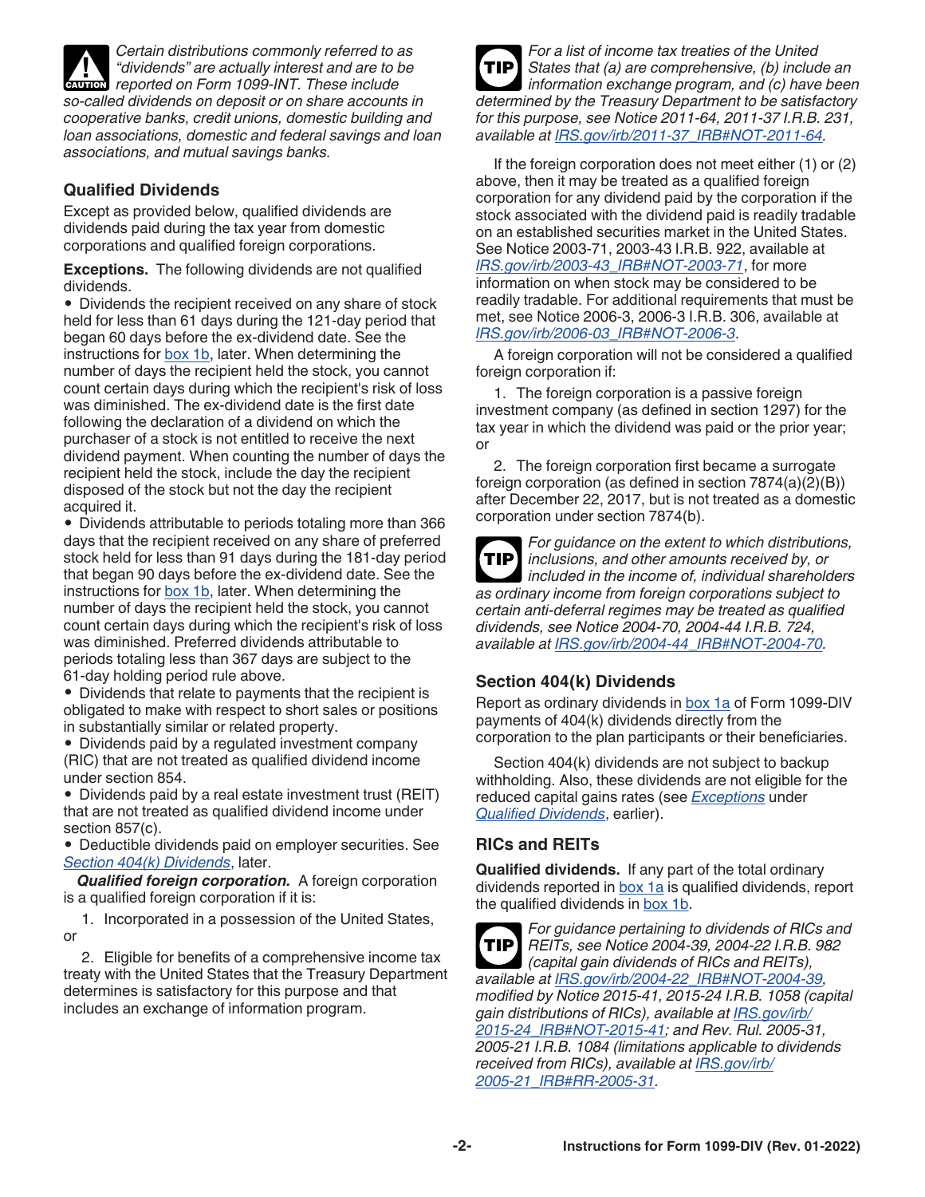*Certain distributions commonly referred to as "dividends" are actually interest and are to be reported on Form 1099-INT. These include so-called dividends on deposit or on share accounts in cooperative banks, credit unions, domestic building and loan associations, domestic and federal savings and loan associations, and mutual savings banks.*

### Qualified Dividends

Except as provided below, qualified dividends are dividends paid during the tax year from domestic corporations and qualified foreign corporations.

**Exceptions.** The following dividends are not qualified dividends.

- Dividends the recipient received on any share of stock held for less than 61 days during the 121-day period that began 60 days before the ex-dividend date. See the instructions for box 1b, later. When determining the number of days the recipient held the stock, you cannot count certain days during which the recipient's risk of loss was diminished. The ex-dividend date is the first date following the declaration of a dividend on which the purchaser of a stock is not entitled to receive the next dividend payment. When counting the number of days the recipient held the stock, include the day the recipient disposed of the stock but not the day the recipient acquired it.
- Dividends attributable to periods totaling more than 366 days that the recipient received on any share of preferred stock held for less than 91 days during the 181-day period that began 90 days before the ex-dividend date. See the instructions for box 1b, later. When determining the number of days the recipient held the stock, you cannot count certain days during which the recipient's risk of loss was diminished. Preferred dividends attributable to periods totaling less than 367 days are subject to the 61-day holding period rule above.
- Dividends that relate to payments that the recipient is obligated to make with respect to short sales or positions in substantially similar or related property.
- Dividends paid by a regulated investment company (RIC) that are not treated as qualified dividend income under section 854.
- Dividends paid by a real estate investment trust (REIT) that are not treated as qualified dividend income under section 857(c).
- Deductible dividends paid on employer securities. See *Section 404(k) Dividends*, later.

***Qualified foreign corporation.*** A foreign corporation is a qualified foreign corporation if it is:

1. Incorporated in a possession of the United States, or
2. Eligible for benefits of a comprehensive income tax treaty with the United States that the Treasury Department determines is satisfactory for this purpose and that includes an exchange of information program.

*For a list of income tax treaties of the United States that (a) are comprehensive, (b) include an information exchange program, and (c) have been determined by the Treasury Department to be satisfactory for this purpose, see Notice 2011-64, 2011-37 I.R.B. 231, available at IRS.gov/irb/2011-37_IRB#NOT-2011-64.*

If the foreign corporation does not meet either (1) or (2) above, then it may be treated as a qualified foreign corporation for any dividend paid by the corporation if the stock associated with the dividend paid is readily tradable on an established securities market in the United States. See Notice 2003-71, 2003-43 I.R.B. 922, available at *IRS.gov/irb/2003-43_IRB#NOT-2003-71*, for more information on when stock may be considered to be readily tradable. For additional requirements that must be met, see Notice 2006-3, 2006-3 I.R.B. 306, available at *IRS.gov/irb/2006-03_IRB#NOT-2006-3*.

A foreign corporation will not be considered a qualified foreign corporation if:

1. The foreign corporation is a passive foreign investment company (as defined in section 1297) for the tax year in which the dividend was paid or the prior year; or
2. The foreign corporation first became a surrogate foreign corporation (as defined in section 7874(a)(2)(B)) after December 22, 2017, but is not treated as a domestic corporation under section 7874(b).

*For guidance on the extent to which distributions, inclusions, and other amounts received by, or included in the income of, individual shareholders as ordinary income from foreign corporations subject to certain anti-deferral regimes may be treated as qualified dividends, see Notice 2004-70, 2004-44 I.R.B. 724, available at IRS.gov/irb/2004-44_IRB#NOT-2004-70.*

### Section 404(k) Dividends

Report as ordinary dividends in box 1a of Form 1099-DIV payments of 404(k) dividends directly from the corporation to the plan participants or their beneficiaries.

Section 404(k) dividends are not subject to backup withholding. Also, these dividends are not eligible for the reduced capital gains rates (see *Exceptions* under *Qualified Dividends*, earlier).

### RICs and REITs

**Qualified dividends.** If any part of the total ordinary dividends reported in box 1a is qualified dividends, report the qualified dividends in box 1b.

*For guidance pertaining to dividends of RICs and REITs, see Notice 2004-39, 2004-22 I.R.B. 982 (capital gain dividends of RICs and REITs), available at IRS.gov/irb/2004-22_IRB#NOT-2004-39, modified by Notice 2015-41, 2015-24 I.R.B. 1058 (capital gain distributions of RICs), available at IRS.gov/irb/2015-24_IRB#NOT-2015-41; and Rev. Rul. 2005-31, 2005-21 I.R.B. 1084 (limitations applicable to dividends received from RICs), available at IRS.gov/irb/2005-21_IRB#RR-2005-31.*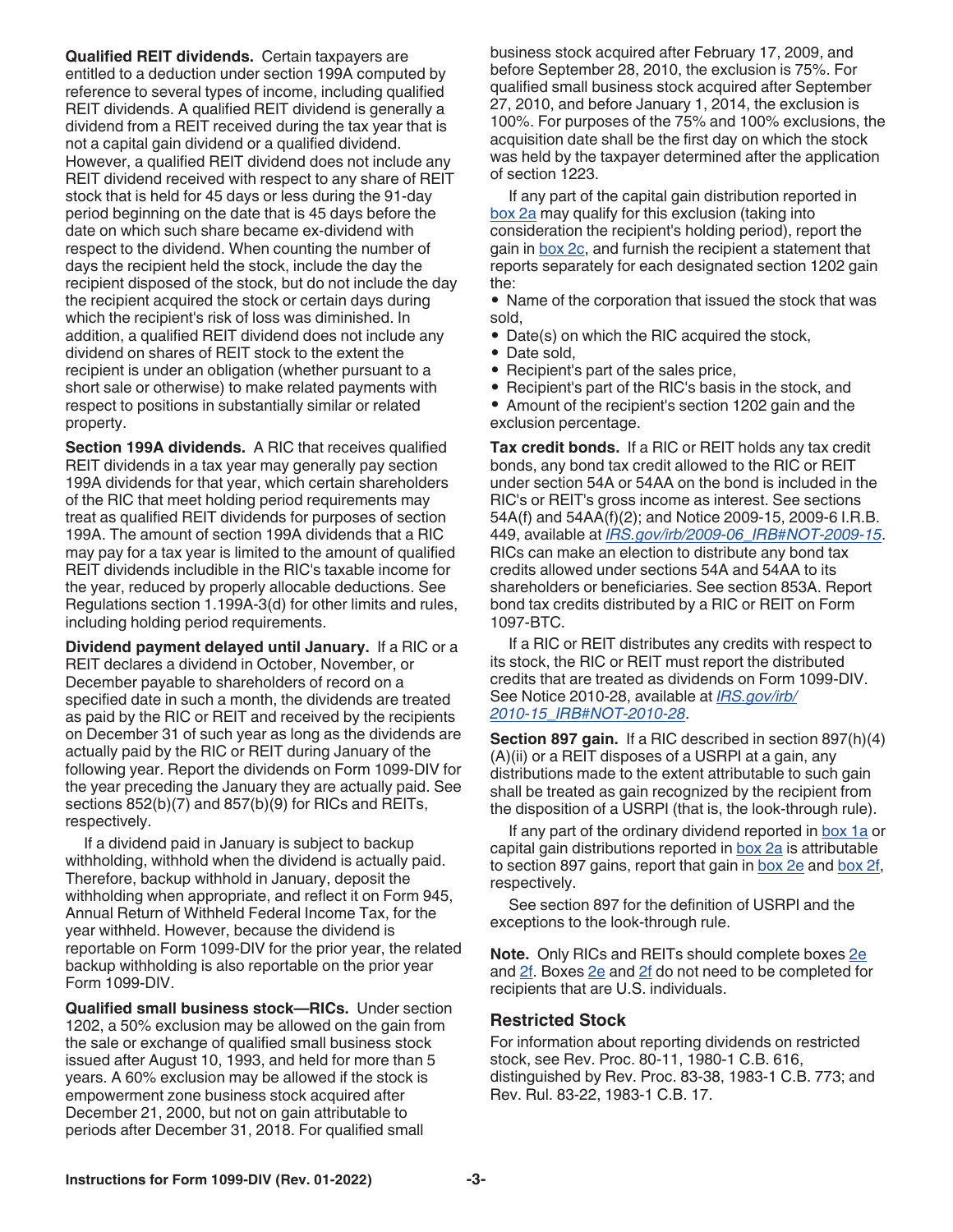**Qualified REIT dividends.** Certain taxpayers are entitled to a deduction under section 199A computed by reference to several types of income, including qualified REIT dividends. A qualified REIT dividend is generally a dividend from a REIT received during the tax year that is not a capital gain dividend or a qualified dividend. However, a qualified REIT dividend does not include any REIT dividend received with respect to any share of REIT stock that is held for 45 days or less during the 91-day period beginning on the date that is 45 days before the date on which such share became ex-dividend with respect to the dividend. When counting the number of days the recipient held the stock, include the day the recipient disposed of the stock, but do not include the day the recipient acquired the stock or certain days during which the recipient's risk of loss was diminished. In addition, a qualified REIT dividend does not include any dividend on shares of REIT stock to the extent the recipient is under an obligation (whether pursuant to a short sale or otherwise) to make related payments with respect to positions in substantially similar or related property.

**Section 199A dividends.** A RIC that receives qualified REIT dividends in a tax year may generally pay section 199A dividends for that year, which certain shareholders of the RIC that meet holding period requirements may treat as qualified REIT dividends for purposes of section 199A. The amount of section 199A dividends that a RIC may pay for a tax year is limited to the amount of qualified REIT dividends includible in the RIC's taxable income for the year, reduced by properly allocable deductions. See Regulations section 1.199A-3(d) for other limits and rules, including holding period requirements.

**Dividend payment delayed until January.** If a RIC or a REIT declares a dividend in October, November, or December payable to shareholders of record on a specified date in such a month, the dividends are treated as paid by the RIC or REIT and received by the recipients on December 31 of such year as long as the dividends are actually paid by the RIC or REIT during January of the following year. Report the dividends on Form 1099-DIV for the year preceding the January they are actually paid. See sections 852(b)(7) and 857(b)(9) for RICs and REITs, respectively.

If a dividend paid in January is subject to backup withholding, withhold when the dividend is actually paid. Therefore, backup withhold in January, deposit the withholding when appropriate, and reflect it on Form 945, Annual Return of Withheld Federal Income Tax, for the year withheld. However, because the dividend is reportable on Form 1099-DIV for the prior year, the related backup withholding is also reportable on the prior year Form 1099-DIV.

**Qualified small business stock—RICs.** Under section 1202, a 50% exclusion may be allowed on the gain from the sale or exchange of qualified small business stock issued after August 10, 1993, and held for more than 5 years. A 60% exclusion may be allowed if the stock is empowerment zone business stock acquired after December 21, 2000, but not on gain attributable to periods after December 31, 2018. For qualified small business stock acquired after February 17, 2009, and before September 28, 2010, the exclusion is 75%. For qualified small business stock acquired after September 27, 2010, and before January 1, 2014, the exclusion is 100%. For purposes of the 75% and 100% exclusions, the acquisition date shall be the first day on which the stock was held by the taxpayer determined after the application of section 1223.

If any part of the capital gain distribution reported in box 2a may qualify for this exclusion (taking into consideration the recipient's holding period), report the gain in box 2c, and furnish the recipient a statement that reports separately for each designated section 1202 gain the:

- Name of the corporation that issued the stock that was sold,
- Date(s) on which the RIC acquired the stock,
- Date sold,
- Recipient's part of the sales price,
- Recipient's part of the RIC's basis in the stock, and
- Amount of the recipient's section 1202 gain and the exclusion percentage.

**Tax credit bonds.** If a RIC or REIT holds any tax credit bonds, any bond tax credit allowed to the RIC or REIT under section 54A or 54AA on the bond is included in the RIC's or REIT's gross income as interest. See sections 54A(f) and 54AA(f)(2); and Notice 2009-15, 2009-6 I.R.B. 449, available at *IRS.gov/irb/2009-06_IRB#NOT-2009-15*. RICs can make an election to distribute any bond tax credits allowed under sections 54A and 54AA to its shareholders or beneficiaries. See section 853A. Report bond tax credits distributed by a RIC or REIT on Form 1097-BTC.

If a RIC or REIT distributes any credits with respect to its stock, the RIC or REIT must report the distributed credits that are treated as dividends on Form 1099-DIV. See Notice 2010-28, available at *IRS.gov/irb/2010-15_IRB#NOT-2010-28*.

**Section 897 gain.** If a RIC described in section 897(h)(4)(A)(ii) or a REIT disposes of a USRPI at a gain, any distributions made to the extent attributable to such gain shall be treated as gain recognized by the recipient from the disposition of a USRPI (that is, the look-through rule).

If any part of the ordinary dividend reported in box 1a or capital gain distributions reported in box 2a is attributable to section 897 gains, report that gain in box 2e and box 2f, respectively.

See section 897 for the definition of USRPI and the exceptions to the look-through rule.

**Note.** Only RICs and REITs should complete boxes 2e and 2f. Boxes 2e and 2f do not need to be completed for recipients that are U.S. individuals.

## Restricted Stock

For information about reporting dividends on restricted stock, see Rev. Proc. 80-11, 1980-1 C.B. 616, distinguished by Rev. Proc. 83-38, 1983-1 C.B. 773; and Rev. Rul. 83-22, 1983-1 C.B. 17.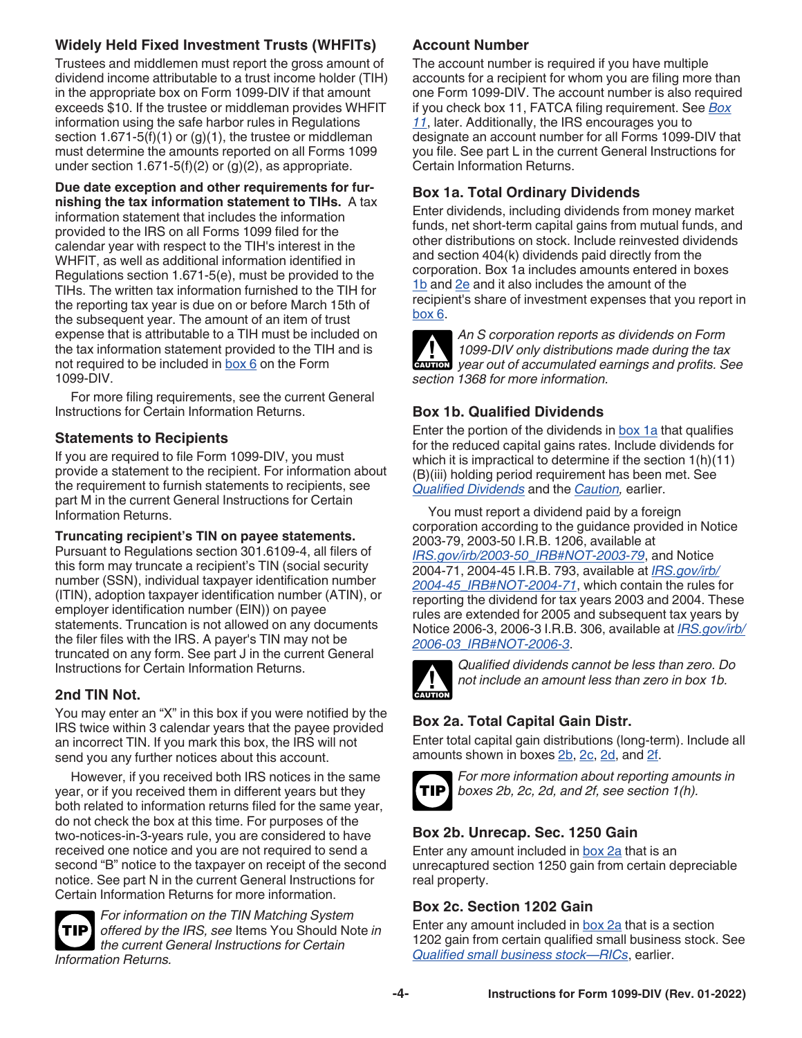### Widely Held Fixed Investment Trusts (WHFITs)

Trustees and middlemen must report the gross amount of dividend income attributable to a trust income holder (TIH) in the appropriate box on Form 1099-DIV if that amount exceeds $10. If the trustee or middleman provides WHFIT information using the safe harbor rules in Regulations section 1.671-5(f)(1) or (g)(1), the trustee or middleman must determine the amounts reported on all Forms 1099 under section 1.671-5(f)(2) or (g)(2), as appropriate.

**Due date exception and other requirements for furnishing the tax information statement to TIHs.** A tax information statement that includes the information provided to the IRS on all Forms 1099 filed for the calendar year with respect to the TIH's interest in the WHFIT, as well as additional information identified in Regulations section 1.671-5(e), must be provided to the TIHs. The written tax information furnished to the TIH for the reporting tax year is due on or before March 15th of the subsequent year. The amount of an item of trust expense that is attributable to a TIH must be included on the tax information statement provided to the TIH and is not required to be included in box 6 on the Form 1099-DIV.

For more filing requirements, see the current General Instructions for Certain Information Returns.

### Statements to Recipients

If you are required to file Form 1099-DIV, you must provide a statement to the recipient. For information about the requirement to furnish statements to recipients, see part M in the current General Instructions for Certain Information Returns.

**Truncating recipient's TIN on payee statements.** Pursuant to Regulations section 301.6109-4, all filers of this form may truncate a recipient's TIN (social security number (SSN), individual taxpayer identification number (ITIN), adoption taxpayer identification number (ATIN), or employer identification number (EIN)) on payee statements. Truncation is not allowed on any documents the filer files with the IRS. A payer's TIN may not be truncated on any form. See part J in the current General Instructions for Certain Information Returns.

### 2nd TIN Not.

You may enter an "X" in this box if you were notified by the IRS twice within 3 calendar years that the payee provided an incorrect TIN. If you mark this box, the IRS will not send you any further notices about this account.

However, if you received both IRS notices in the same year, or if you received them in different years but they both related to information returns filed for the same year, do not check the box at this time. For purposes of the two-notices-in-3-years rule, you are considered to have received one notice and you are not required to send a second "B" notice to the taxpayer on receipt of the second notice. See part N in the current General Instructions for Certain Information Returns for more information.

**TIP** *For information on the TIN Matching System offered by the IRS, see* Items You Should Note *in the current General Instructions for Certain Information Returns.*

### Account Number

The account number is required if you have multiple accounts for a recipient for whom you are filing more than one Form 1099-DIV. The account number is also required if you check box 11, FATCA filing requirement. See *Box 11*, later. Additionally, the IRS encourages you to designate an account number for all Forms 1099-DIV that you file. See part L in the current General Instructions for Certain Information Returns.

### Box 1a. Total Ordinary Dividends

Enter dividends, including dividends from money market funds, net short-term capital gains from mutual funds, and other distributions on stock. Include reinvested dividends and section 404(k) dividends paid directly from the corporation. Box 1a includes amounts entered in boxes 1b and 2e and it also includes the amount of the recipient's share of investment expenses that you report in box 6.

**CAUTION** *An S corporation reports as dividends on Form 1099-DIV only distributions made during the tax year out of accumulated earnings and profits. See section 1368 for more information.*

### Box 1b. Qualified Dividends

Enter the portion of the dividends in box 1a that qualifies for the reduced capital gains rates. Include dividends for which it is impractical to determine if the section 1(h)(11)(B)(iii) holding period requirement has been met. See *Qualified Dividends* and the *Caution,* earlier.

You must report a dividend paid by a foreign corporation according to the guidance provided in Notice 2003-79, 2003-50 I.R.B. 1206, available at *IRS.gov/irb/2003-50_IRB#NOT-2003-79*, and Notice 2004-71, 2004-45 I.R.B. 793, available at *IRS.gov/irb/2004-45_IRB#NOT-2004-71*, which contain the rules for reporting the dividend for tax years 2003 and 2004. These rules are extended for 2005 and subsequent tax years by Notice 2006-3, 2006-3 I.R.B. 306, available at *IRS.gov/irb/2006-03_IRB#NOT-2006-3*.

**CAUTION** *Qualified dividends cannot be less than zero. Do not include an amount less than zero in box 1b.*

### Box 2a. Total Capital Gain Distr.

Enter total capital gain distributions (long-term). Include all amounts shown in boxes 2b, 2c, 2d, and 2f.

**TIP** *For more information about reporting amounts in boxes 2b, 2c, 2d, and 2f, see section 1(h).*

### Box 2b. Unrecap. Sec. 1250 Gain

Enter any amount included in box 2a that is an unrecaptured section 1250 gain from certain depreciable real property.

### Box 2c. Section 1202 Gain

Enter any amount included in box 2a that is a section 1202 gain from certain qualified small business stock. See *Qualified small business stock—RICs*, earlier.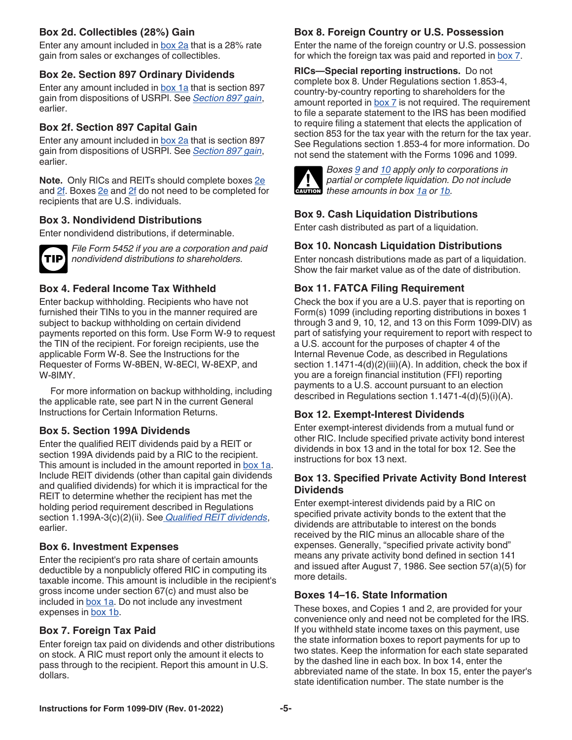### Box 2d. Collectibles (28%) Gain

Enter any amount included in box 2a that is a 28% rate gain from sales or exchanges of collectibles.

### Box 2e. Section 897 Ordinary Dividends

Enter any amount included in box 1a that is section 897 gain from dispositions of USRPI. See *Section 897 gain*, earlier.

### Box 2f. Section 897 Capital Gain

Enter any amount included in box 2a that is section 897 gain from dispositions of USRPI. See *Section 897 gain*, earlier.

**Note.** Only RICs and REITs should complete boxes 2e and 2f. Boxes 2e and 2f do not need to be completed for recipients that are U.S. individuals.

### Box 3. Nondividend Distributions

Enter nondividend distributions, if determinable.

**TIP** *File Form 5452 if you are a corporation and paid nondividend distributions to shareholders.*

### Box 4. Federal Income Tax Withheld

Enter backup withholding. Recipients who have not furnished their TINs to you in the manner required are subject to backup withholding on certain dividend payments reported on this form. Use Form W-9 to request the TIN of the recipient. For foreign recipients, use the applicable Form W-8. See the Instructions for the Requester of Forms W-8BEN, W-8ECI, W-8EXP, and W-8IMY.

For more information on backup withholding, including the applicable rate, see part N in the current General Instructions for Certain Information Returns.

### Box 5. Section 199A Dividends

Enter the qualified REIT dividends paid by a REIT or section 199A dividends paid by a RIC to the recipient. This amount is included in the amount reported in box 1a. Include REIT dividends (other than capital gain dividends and qualified dividends) for which it is impractical for the REIT to determine whether the recipient has met the holding period requirement described in Regulations section 1.199A-3(c)(2)(ii). See *Qualified REIT dividends*, earlier.

### Box 6. Investment Expenses

Enter the recipient's pro rata share of certain amounts deductible by a nonpublicly offered RIC in computing its taxable income. This amount is includible in the recipient's gross income under section 67(c) and must also be included in box 1a. Do not include any investment expenses in box 1b.

### Box 7. Foreign Tax Paid

Enter foreign tax paid on dividends and other distributions on stock. A RIC must report only the amount it elects to pass through to the recipient. Report this amount in U.S. dollars.

### Box 8. Foreign Country or U.S. Possession

Enter the name of the foreign country or U.S. possession for which the foreign tax was paid and reported in box 7.

**RICs—Special reporting instructions.** Do not complete box 8. Under Regulations section 1.853-4, country-by-country reporting to shareholders for the amount reported in box 7 is not required. The requirement to file a separate statement to the IRS has been modified to require filing a statement that elects the application of section 853 for the tax year with the return for the tax year. See Regulations section 1.853-4 for more information. Do not send the statement with the Forms 1096 and 1099.

**CAUTION** *Boxes 9 and 10 apply only to corporations in partial or complete liquidation. Do not include these amounts in box 1a or 1b.*

### Box 9. Cash Liquidation Distributions

Enter cash distributed as part of a liquidation.

### Box 10. Noncash Liquidation Distributions

Enter noncash distributions made as part of a liquidation. Show the fair market value as of the date of distribution.

### Box 11. FATCA Filing Requirement

Check the box if you are a U.S. payer that is reporting on Form(s) 1099 (including reporting distributions in boxes 1 through 3 and 9, 10, 12, and 13 on this Form 1099-DIV) as part of satisfying your requirement to report with respect to a U.S. account for the purposes of chapter 4 of the Internal Revenue Code, as described in Regulations section 1.1471-4(d)(2)(iii)(A). In addition, check the box if you are a foreign financial institution (FFI) reporting payments to a U.S. account pursuant to an election described in Regulations section 1.1471-4(d)(5)(i)(A).

### Box 12. Exempt-Interest Dividends

Enter exempt-interest dividends from a mutual fund or other RIC. Include specified private activity bond interest dividends in box 13 and in the total for box 12. See the instructions for box 13 next.

### Box 13. Specified Private Activity Bond Interest Dividends

Enter exempt-interest dividends paid by a RIC on specified private activity bonds to the extent that the dividends are attributable to interest on the bonds received by the RIC minus an allocable share of the expenses. Generally, "specified private activity bond" means any private activity bond defined in section 141 and issued after August 7, 1986. See section 57(a)(5) for more details.

### Boxes 14–16. State Information

These boxes, and Copies 1 and 2, are provided for your convenience only and need not be completed for the IRS. If you withheld state income taxes on this payment, use the state information boxes to report payments for up to two states. Keep the information for each state separated by the dashed line in each box. In box 14, enter the abbreviated name of the state. In box 15, enter the payer's state identification number. The state number is the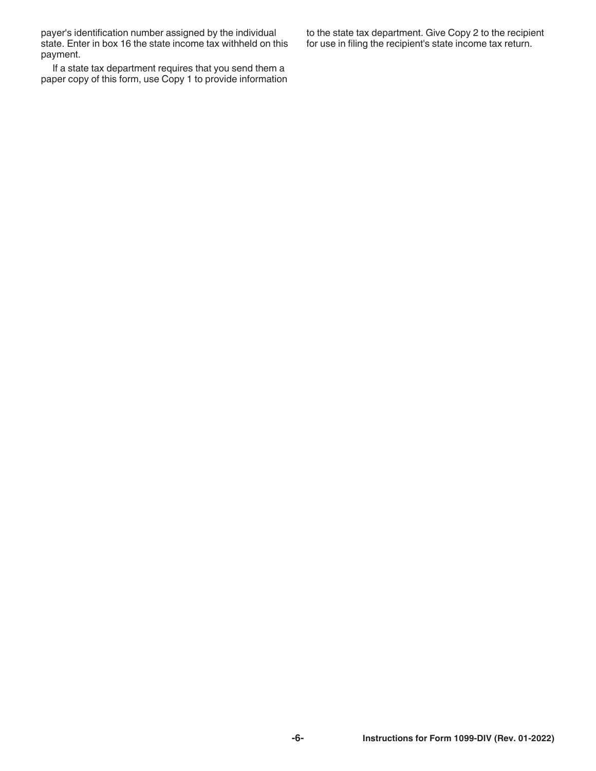payer's identification number assigned by the individual state. Enter in box 16 the state income tax withheld on this payment.

If a state tax department requires that you send them a paper copy of this form, use Copy 1 to provide information to the state tax department. Give Copy 2 to the recipient for use in filing the recipient's state income tax return.